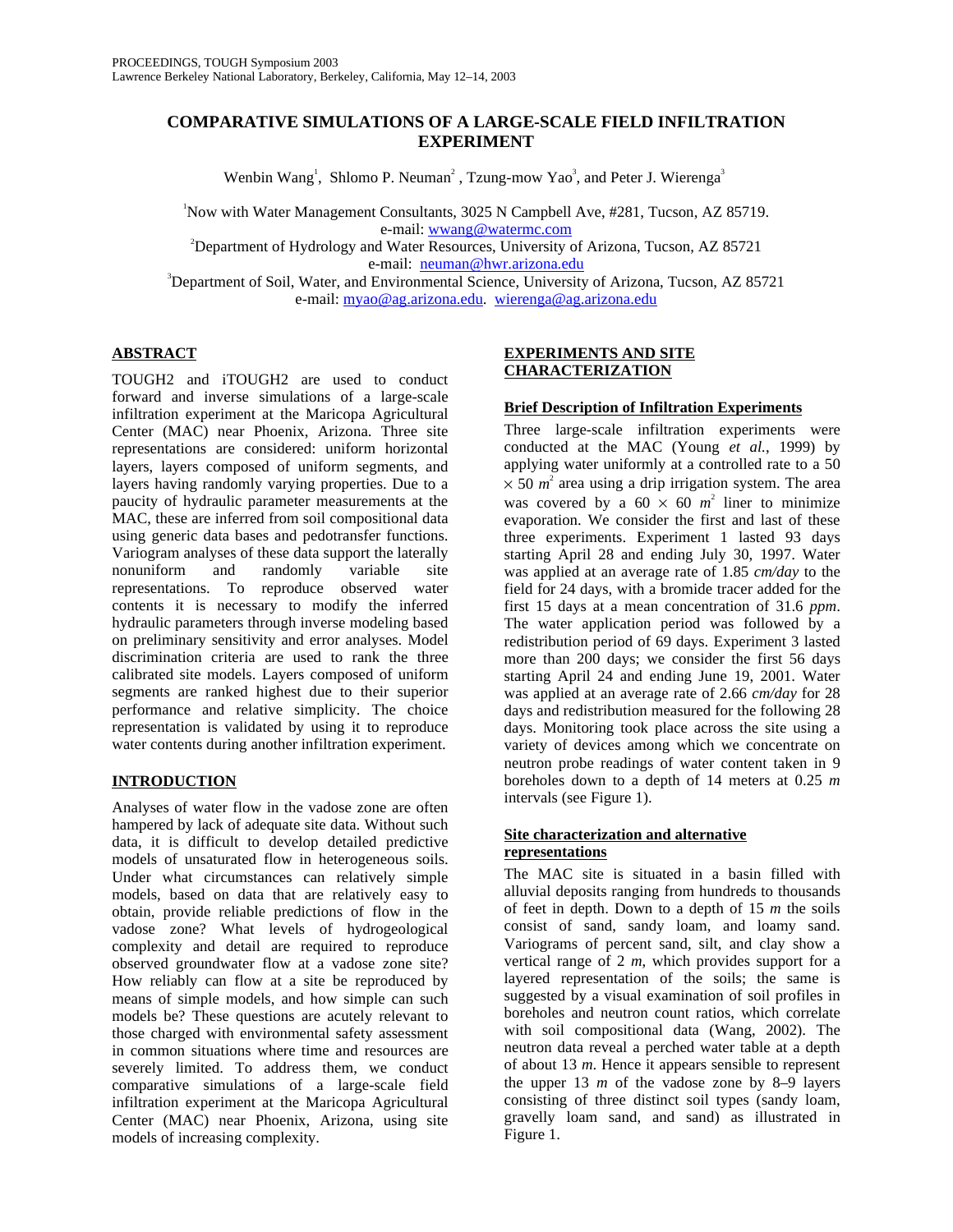# COMPARATIVE SIMULATIONS OF A LARGE-SCALE FIELD INFILTRATION EXPERIMENT

Wenbin Wang[1], Shlomo P. Neuman[2], Tzung-mow Yao[3], and Peter J. Wierenga[3]

[1]Now with Water Management Consultants, 3025 N Campbell Ave, #281, Tucson, AZ 85719.
e-mail: wwang@watermc.com

[2]Department of Hydrology and Water Resources, University of Arizona, Tucson, AZ 85721
e-mail: neuman@hwr.arizona.edu

[3]Department of Soil, Water, and Environmental Science, University of Arizona, Tucson, AZ 85721
e-mail: myao@ag.arizona.edu. wierenga@ag.arizona.edu

## ABSTRACT

TOUGH2 and iTOUGH2 are used to conduct forward and inverse simulations of a large-scale infiltration experiment at the Maricopa Agricultural Center (MAC) near Phoenix, Arizona. Three site representations are considered: uniform horizontal layers, layers composed of uniform segments, and layers having randomly varying properties. Due to a paucity of hydraulic parameter measurements at the MAC, these are inferred from soil compositional data using generic data bases and pedotransfer functions. Variogram analyses of these data support the laterally nonuniform and randomly variable site representations. To reproduce observed water contents it is necessary to modify the inferred hydraulic parameters through inverse modeling based on preliminary sensitivity and error analyses. Model discrimination criteria are used to rank the three calibrated site models. Layers composed of uniform segments are ranked highest due to their superior performance and relative simplicity. The choice representation is validated by using it to reproduce water contents during another infiltration experiment.

## INTRODUCTION

Analyses of water flow in the vadose zone are often hampered by lack of adequate site data. Without such data, it is difficult to develop detailed predictive models of unsaturated flow in heterogeneous soils. Under what circumstances can relatively simple models, based on data that are relatively easy to obtain, provide reliable predictions of flow in the vadose zone? What levels of hydrogeological complexity and detail are required to reproduce observed groundwater flow at a vadose zone site? How reliably can flow at a site be reproduced by means of simple models, and how simple can such models be? These questions are acutely relevant to those charged with environmental safety assessment in common situations where time and resources are severely limited. To address them, we conduct comparative simulations of a large-scale field infiltration experiment at the Maricopa Agricultural Center (MAC) near Phoenix, Arizona, using site models of increasing complexity.

## EXPERIMENTS AND SITE CHARACTERIZATION

### Brief Description of Infiltration Experiments

Three large-scale infiltration experiments were conducted at the MAC (Young *et al.*, 1999) by applying water uniformly at a controlled rate to a 50 $\times$ 50 $m^2$ area using a drip irrigation system. The area was covered by a 60 $\times$ 60 $m^2$ liner to minimize evaporation. We consider the first and last of these three experiments. Experiment 1 lasted 93 days starting April 28 and ending July 30, 1997. Water was applied at an average rate of 1.85 *cm/day* to the field for 24 days, with a bromide tracer added for the first 15 days at a mean concentration of 31.6 *ppm*. The water application period was followed by a redistribution period of 69 days. Experiment 3 lasted more than 200 days; we consider the first 56 days starting April 24 and ending June 19, 2001. Water was applied at an average rate of 2.66 *cm/day* for 28 days and redistribution measured for the following 28 days. Monitoring took place across the site using a variety of devices among which we concentrate on neutron probe readings of water content taken in 9 boreholes down to a depth of 14 meters at 0.25 *m* intervals (see Figure 1).

### Site characterization and alternative representations

The MAC site is situated in a basin filled with alluvial deposits ranging from hundreds to thousands of feet in depth. Down to a depth of 15 *m* the soils consist of sand, sandy loam, and loamy sand. Variograms of percent sand, silt, and clay show a vertical range of 2 *m*, which provides support for a layered representation of the soils; the same is suggested by a visual examination of soil profiles in boreholes and neutron count ratios, which correlate with soil compositional data (Wang, 2002). The neutron data reveal a perched water table at a depth of about 13 *m*. Hence it appears sensible to represent the upper 13 *m* of the vadose zone by 8–9 layers consisting of three distinct soil types (sandy loam, gravelly loam sand, and sand) as illustrated in Figure 1.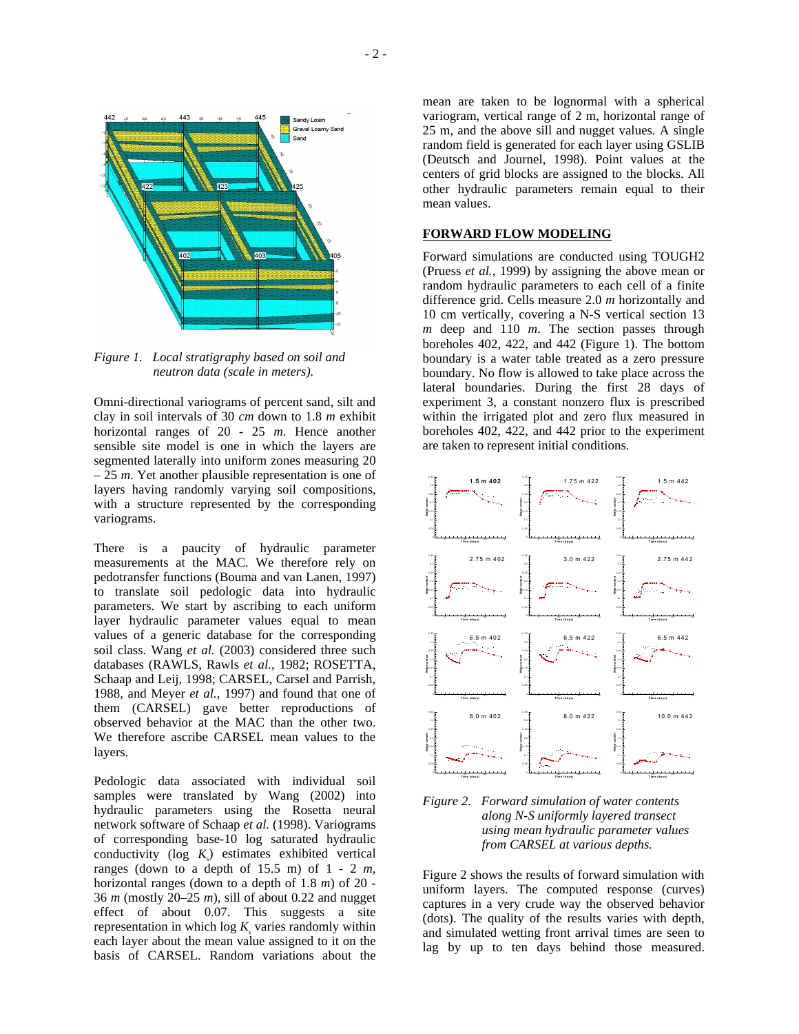*Figure 1. Local stratigraphy based on soil and neutron data (scale in meters).*

Omni-directional variograms of percent sand, silt and clay in soil intervals of 30 *cm* down to 1.8 *m* exhibit horizontal ranges of 20 - 25 *m*. Hence another sensible site model is one in which the layers are segmented laterally into uniform zones measuring 20 – 25 *m*. Yet another plausible representation is one of layers having randomly varying soil compositions, with a structure represented by the corresponding variograms.

There is a paucity of hydraulic parameter measurements at the MAC. We therefore rely on pedotransfer functions (Bouma and van Lanen, 1997) to translate soil pedologic data into hydraulic parameters. We start by ascribing to each uniform layer hydraulic parameter values equal to mean values of a generic database for the corresponding soil class. Wang *et al.* (2003) considered three such databases (RAWLS, Rawls *et al.*, 1982; ROSETTA, Schaap and Leij, 1998; CARSEL, Carsel and Parrish, 1988, and Meyer *et al.*, 1997) and found that one of them (CARSEL) gave better reproductions of observed behavior at the MAC than the other two. We therefore ascribe CARSEL mean values to the layers.

Pedologic data associated with individual soil samples were translated by Wang (2002) into hydraulic parameters using the Rosetta neural network software of Schaap *et al.* (1998). Variograms of corresponding base-10 log saturated hydraulic conductivity (log $K_s$) estimates exhibited vertical ranges (down to a depth of 15.5 m) of 1 - 2 *m*, horizontal ranges (down to a depth of 1.8 *m*) of 20 - 36 *m* (mostly 20–25 *m*), sill of about 0.22 and nugget effect of about 0.07. This suggests a site representation in which log $K_s$ varies randomly within each layer about the mean value assigned to it on the basis of CARSEL. Random variations about the mean are taken to be lognormal with a spherical variogram, vertical range of 2 m, horizontal range of 25 m, and the above sill and nugget values. A single random field is generated for each layer using GSLIB (Deutsch and Journel, 1998). Point values at the centers of grid blocks are assigned to the blocks. All other hydraulic parameters remain equal to their mean values.

## FORWARD FLOW MODELING

Forward simulations are conducted using TOUGH2 (Pruess *et al.,* 1999) by assigning the above mean or random hydraulic parameters to each cell of a finite difference grid. Cells measure 2.0 *m* horizontally and 10 cm vertically, covering a N-S vertical section 13 *m* deep and 110 *m*. The section passes through boreholes 402, 422, and 442 (Figure 1). The bottom boundary is a water table treated as a zero pressure boundary. No flow is allowed to take place across the lateral boundaries. During the first 28 days of experiment 3, a constant nonzero flux is prescribed within the irrigated plot and zero flux measured in boreholes 402, 422, and 442 prior to the experiment are taken to represent initial conditions.

*Figure 2. Forward simulation of water contents along N-S uniformly layered transect using mean hydraulic parameter values from CARSEL at various depths.*

Figure 2 shows the results of forward simulation with uniform layers. The computed response (curves) captures in a very crude way the observed behavior (dots). The quality of the results varies with depth, and simulated wetting front arrival times are seen to lag by up to ten days behind those measured.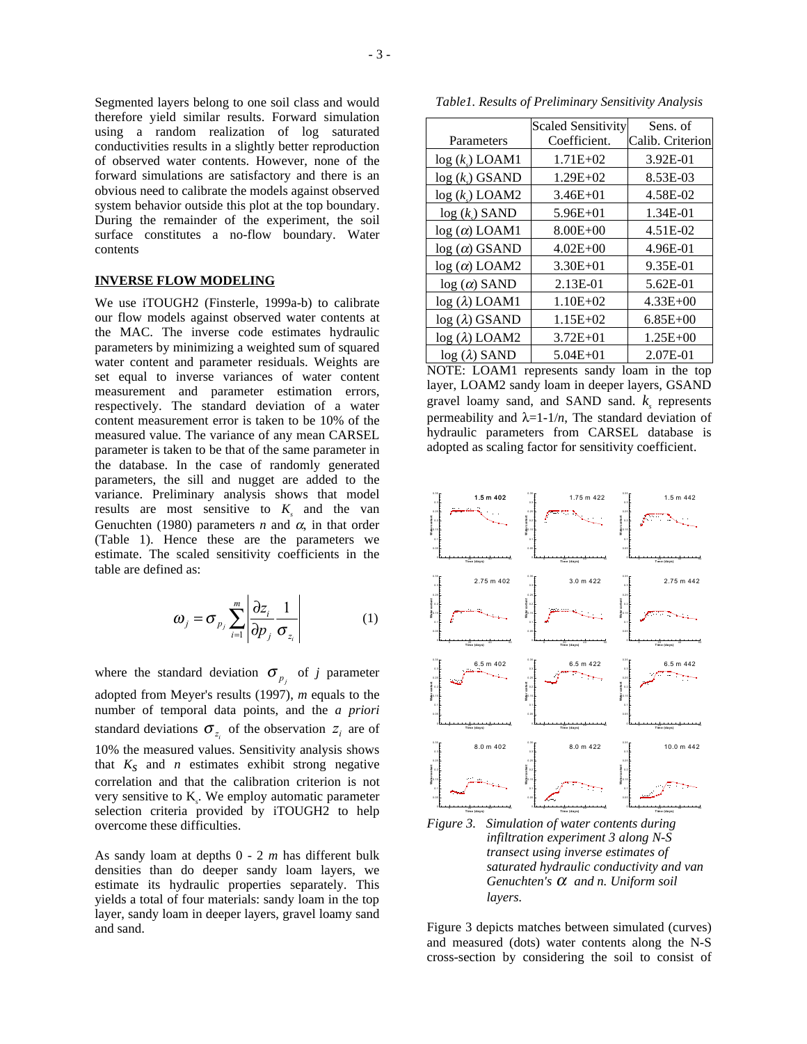Segmented layers belong to one soil class and would therefore yield similar results. Forward simulation using a random realization of log saturated conductivities results in a slightly better reproduction of observed water contents. However, none of the forward simulations are satisfactory and there is an obvious need to calibrate the models against observed system behavior outside this plot at the top boundary. During the remainder of the experiment, the soil surface constitutes a no-flow boundary. Water contents

## INVERSE FLOW MODELING

We use iTOUGH2 (Finsterle, 1999a-b) to calibrate our flow models against observed water contents at the MAC. The inverse code estimates hydraulic parameters by minimizing a weighted sum of squared water content and parameter residuals. Weights are set equal to inverse variances of water content measurement and parameter estimation errors, respectively. The standard deviation of a water content measurement error is taken to be 10% of the measured value. The variance of any mean CARSEL parameter is taken to be that of the same parameter in the database. In the case of randomly generated parameters, the sill and nugget are added to the variance. Preliminary analysis shows that model results are most sensitive to $K_s$ and the van Genuchten (1980) parameters $n$ and $\alpha$, in that order (Table 1). Hence these are the parameters we estimate. The scaled sensitivity coefficients in the table are defined as:

$$\omega_j = \sigma_{p_j} \sum_{i=1}^{m} \left| \frac{\partial z_i}{\partial p_j} \frac{1}{\sigma_{z_i}} \right| \qquad (1)$$

where the standard deviation $\sigma_{p_j}$ of $j$ parameter adopted from Meyer's results (1997), $m$ equals to the number of temporal data points, and the *a priori* standard deviations $\sigma_{z_i}$ of the observation $z_i$ are of 10% the measured values. Sensitivity analysis shows that $K_S$ and $n$ estimates exhibit strong negative correlation and that the calibration criterion is not very sensitive to $K_s$. We employ automatic parameter selection criteria provided by iTOUGH2 to help overcome these difficulties.

As sandy loam at depths 0 - 2 *m* has different bulk densities than do deeper sandy loam layers, we estimate its hydraulic properties separately. This yields a total of four materials: sandy loam in the top layer, sandy loam in deeper layers, gravel loamy sand and sand.

*Table1. Results of Preliminary Sensitivity Analysis*

| Parameters | Scaled Sensitivity Coefficient. | Sens. of Calib. Criterion |
|---|---|---|
| $\log(k_s)$ LOAM1 | 1.71E+02 | 3.92E-01 |
| $\log(k_s)$ GSAND | 1.29E+02 | 8.53E-03 |
| $\log(k_s)$ LOAM2 | 3.46E+01 | 4.58E-02 |
| $\log(k_s)$ SAND | 5.96E+01 | 1.34E-01 |
| $\log(\alpha)$ LOAM1 | 8.00E+00 | 4.51E-02 |
| $\log(\alpha)$ GSAND | 4.02E+00 | 4.96E-01 |
| $\log(\alpha)$ LOAM2 | 3.30E+01 | 9.35E-01 |
| $\log(\alpha)$ SAND | 2.13E-01 | 5.62E-01 |
| $\log(\lambda)$ LOAM1 | 1.10E+02 | 4.33E+00 |
| $\log(\lambda)$ GSAND | 1.15E+02 | 6.85E+00 |
| $\log(\lambda)$ LOAM2 | 3.72E+01 | 1.25E+00 |
| $\log(\lambda)$ SAND | 5.04E+01 | 2.07E-01 |

NOTE: LOAM1 represents sandy loam in the top layer, LOAM2 sandy loam in deeper layers, GSAND gravel loamy sand, and SAND sand. $k_s$ represents permeability and $\lambda$=1-1/$n$, The standard deviation of hydraulic parameters from CARSEL database is adopted as scaling factor for sensitivity coefficient.

*Figure 3. Simulation of water contents during infiltration experiment 3 along N-S transect using inverse estimates of saturated hydraulic conductivity and van Genuchten's $\alpha$ and n. Uniform soil layers.*

Figure 3 depicts matches between simulated (curves) and measured (dots) water contents along the N-S cross-section by considering the soil to consist of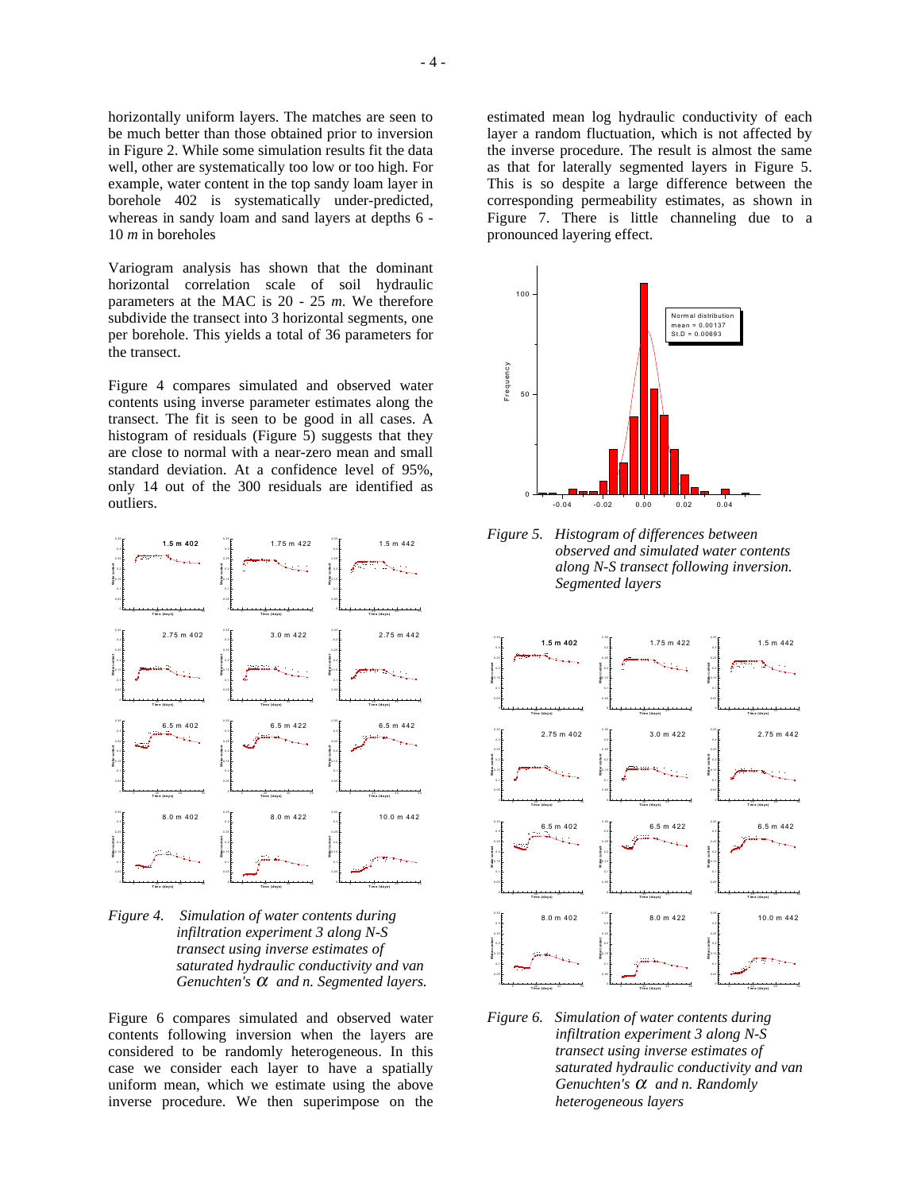horizontally uniform layers. The matches are seen to be much better than those obtained prior to inversion in Figure 2. While some simulation results fit the data well, other are systematically too low or too high. For example, water content in the top sandy loam layer in borehole 402 is systematically under-predicted, whereas in sandy loam and sand layers at depths 6 - 10 *m* in boreholes

Variogram analysis has shown that the dominant horizontal correlation scale of soil hydraulic parameters at the MAC is 20 - 25 *m*. We therefore subdivide the transect into 3 horizontal segments, one per borehole. This yields a total of 36 parameters for the transect.

Figure 4 compares simulated and observed water contents using inverse parameter estimates along the transect. The fit is seen to be good in all cases. A histogram of residuals (Figure 5) suggests that they are close to normal with a near-zero mean and small standard deviation. At a confidence level of 95%, only 14 out of the 300 residuals are identified as outliers.

*Figure 4. Simulation of water contents during infiltration experiment 3 along N-S transect using inverse estimates of saturated hydraulic conductivity and van Genuchten's $\alpha$ and n. Segmented layers.*

Figure 6 compares simulated and observed water contents following inversion when the layers are considered to be randomly heterogeneous. In this case we consider each layer to have a spatially uniform mean, which we estimate using the above inverse procedure. We then superimpose on the estimated mean log hydraulic conductivity of each layer a random fluctuation, which is not affected by the inverse procedure. The result is almost the same as that for laterally segmented layers in Figure 5. This is so despite a large difference between the corresponding permeability estimates, as shown in Figure 7. There is little channeling due to a pronounced layering effect.

*Figure 5. Histogram of differences between observed and simulated water contents along N-S transect following inversion. Segmented layers*

*Figure 6. Simulation of water contents during infiltration experiment 3 along N-S transect using inverse estimates of saturated hydraulic conductivity and van Genuchten's $\alpha$ and n. Randomly heterogeneous layers*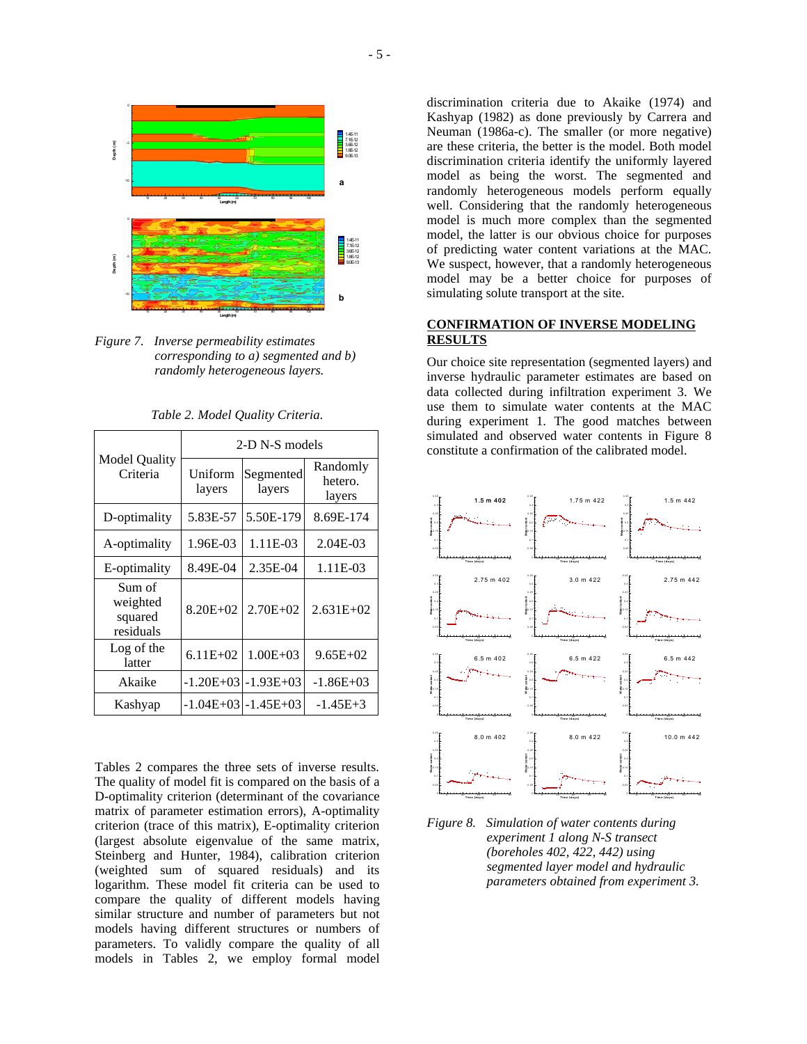Figure 7. *Inverse permeability estimates corresponding to a) segmented and b) randomly heterogeneous layers.*

*Table 2. Model Quality Criteria.*

| Model Quality Criteria | 2-D N-S models | | |
|---|---|---|---|
| | Uniform layers | Segmented layers | Randomly hetero. layers |
| D-optimality | 5.83E-57 | 5.50E-179 | 8.69E-174 |
| A-optimality | 1.96E-03 | 1.11E-03 | 2.04E-03 |
| E-optimality | 8.49E-04 | 2.35E-04 | 1.11E-03 |
| Sum of weighted squared residuals | 8.20E+02 | 2.70E+02 | 2.631E+02 |
| Log of the latter | 6.11E+02 | 1.00E+03 | 9.65E+02 |
| Akaike | -1.20E+03 | -1.93E+03 | -1.86E+03 |
| Kashyap | -1.04E+03 | -1.45E+03 | -1.45E+3 |

Tables 2 compares the three sets of inverse results. The quality of model fit is compared on the basis of a D-optimality criterion (determinant of the covariance matrix of parameter estimation errors), A-optimality criterion (trace of this matrix), E-optimality criterion (largest absolute eigenvalue of the same matrix, Steinberg and Hunter, 1984), calibration criterion (weighted sum of squared residuals) and its logarithm. These model fit criteria can be used to compare the quality of different models having similar structure and number of parameters but not models having different structures or numbers of parameters. To validly compare the quality of all models in Tables 2, we employ formal model discrimination criteria due to Akaike (1974) and Kashyap (1982) as done previously by Carrera and Neuman (1986a-c). The smaller (or more negative) are these criteria, the better is the model. Both model discrimination criteria identify the uniformly layered model as being the worst. The segmented and randomly heterogeneous models perform equally well. Considering that the randomly heterogeneous model is much more complex than the segmented model, the latter is our obvious choice for purposes of predicting water content variations at the MAC. We suspect, however, that a randomly heterogeneous model may be a better choice for purposes of simulating solute transport at the site.

## CONFIRMATION OF INVERSE MODELING RESULTS

Our choice site representation (segmented layers) and inverse hydraulic parameter estimates are based on data collected during infiltration experiment 3. We use them to simulate water contents at the MAC during experiment 1. The good matches between simulated and observed water contents in Figure 8 constitute a confirmation of the calibrated model.

Figure 8. *Simulation of water contents during experiment 1 along N-S transect (boreholes 402, 422, 442) using segmented layer model and hydraulic parameters obtained from experiment 3.*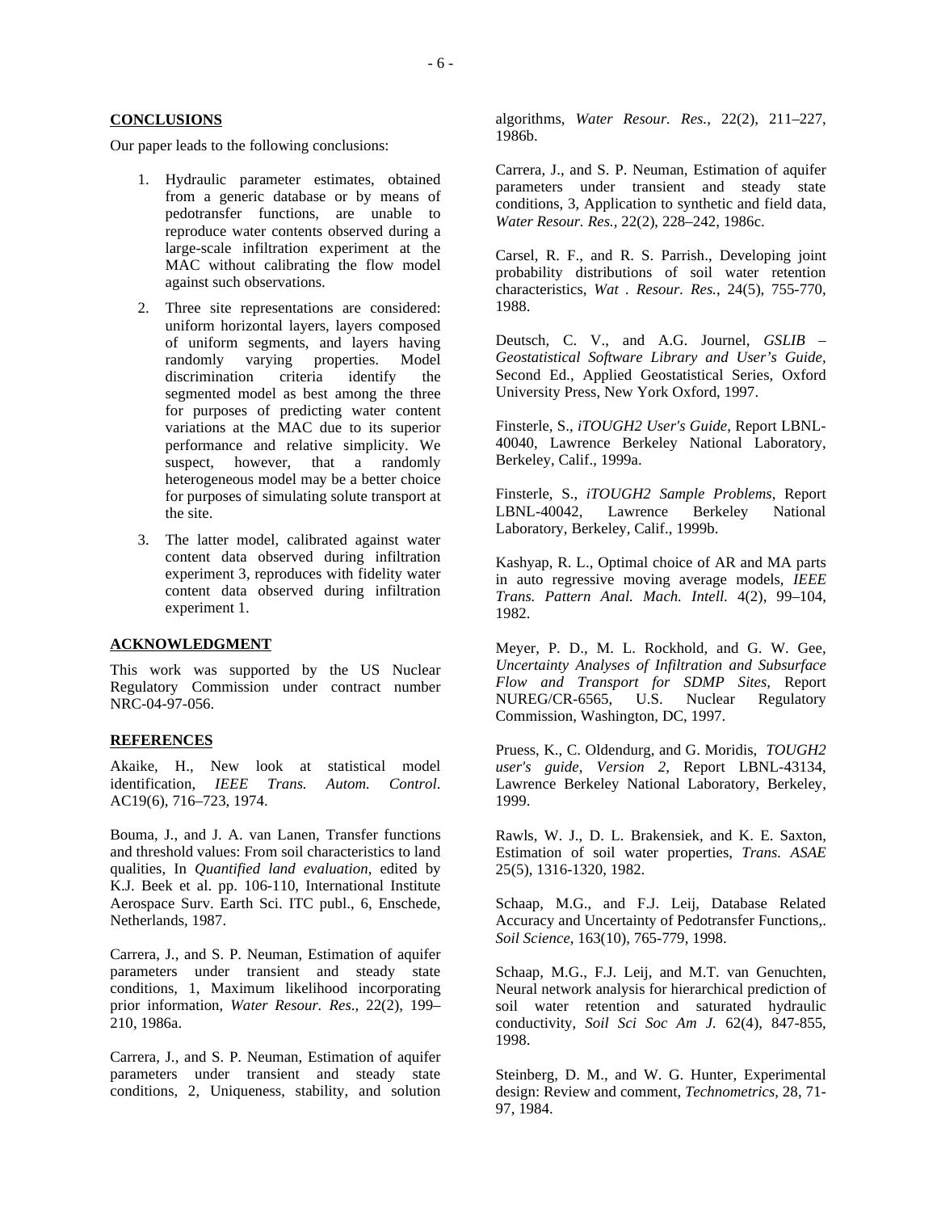## CONCLUSIONS

Our paper leads to the following conclusions:

1. Hydraulic parameter estimates, obtained from a generic database or by means of pedotransfer functions, are unable to reproduce water contents observed during a large-scale infiltration experiment at the MAC without calibrating the flow model against such observations.

2. Three site representations are considered: uniform horizontal layers, layers composed of uniform segments, and layers having randomly varying properties. Model discrimination criteria identify the segmented model as best among the three for purposes of predicting water content variations at the MAC due to its superior performance and relative simplicity. We suspect, however, that a randomly heterogeneous model may be a better choice for purposes of simulating solute transport at the site.

3. The latter model, calibrated against water content data observed during infiltration experiment 3, reproduces with fidelity water content data observed during infiltration experiment 1.

## ACKNOWLEDGMENT

This work was supported by the US Nuclear Regulatory Commission under contract number NRC-04-97-056.

## REFERENCES

Akaike, H., New look at statistical model identification, *IEEE Trans. Autom. Control*. AC19(6), 716–723, 1974.

Bouma, J., and J. A. van Lanen, Transfer functions and threshold values: From soil characteristics to land qualities, In *Quantified land evaluation*, edited by K.J. Beek et al. pp. 106-110, International Institute Aerospace Surv. Earth Sci. ITC publ., 6, Enschede, Netherlands, 1987.

Carrera, J., and S. P. Neuman, Estimation of aquifer parameters under transient and steady state conditions, 1, Maximum likelihood incorporating prior information, *Water Resour. Res*., 22(2), 199–210, 1986a.

Carrera, J., and S. P. Neuman, Estimation of aquifer parameters under transient and steady state conditions, 2, Uniqueness, stability, and solution algorithms, *Water Resour. Res.*, 22(2), 211–227, 1986b.

Carrera, J., and S. P. Neuman, Estimation of aquifer parameters under transient and steady state conditions, 3, Application to synthetic and field data, *Water Resour. Res.*, 22(2), 228–242, 1986c.

Carsel, R. F., and R. S. Parrish., Developing joint probability distributions of soil water retention characteristics, *Wat . Resour. Res.*, 24(5), 755-770, 1988.

Deutsch, C. V., and A.G. Journel, *GSLIB – Geostatistical Software Library and User's Guide*, Second Ed., Applied Geostatistical Series, Oxford University Press, New York Oxford, 1997.

Finsterle, S., *iTOUGH2 User's Guide*, Report LBNL-40040, Lawrence Berkeley National Laboratory, Berkeley, Calif., 1999a.

Finsterle, S., *iTOUGH2 Sample Problems*, Report LBNL-40042, Lawrence Berkeley National Laboratory, Berkeley, Calif., 1999b.

Kashyap, R. L., Optimal choice of AR and MA parts in auto regressive moving average models, *IEEE Trans. Pattern Anal. Mach. Intell.* 4(2), 99–104, 1982.

Meyer, P. D., M. L. Rockhold, and G. W. Gee, *Uncertainty Analyses of Infiltration and Subsurface Flow and Transport for SDMP Sites*, Report NUREG/CR-6565, U.S. Nuclear Regulatory Commission, Washington, DC, 1997.

Pruess, K., C. Oldendurg, and G. Moridis, *TOUGH2 user's guide, Version 2,* Report LBNL-43134, Lawrence Berkeley National Laboratory, Berkeley, 1999.

Rawls, W. J., D. L. Brakensiek, and K. E. Saxton, Estimation of soil water properties, *Trans. ASAE* 25(5), 1316-1320, 1982.

Schaap, M.G., and F.J. Leij, Database Related Accuracy and Uncertainty of Pedotransfer Functions,. *Soil Science*, 163(10), 765-779, 1998.

Schaap, M.G., F.J. Leij, and M.T. van Genuchten, Neural network analysis for hierarchical prediction of soil water retention and saturated hydraulic conductivity, *Soil Sci Soc Am J.* 62(4), 847-855, 1998.

Steinberg, D. M., and W. G. Hunter, Experimental design: Review and comment, *Technometrics*, 28, 71-97, 1984.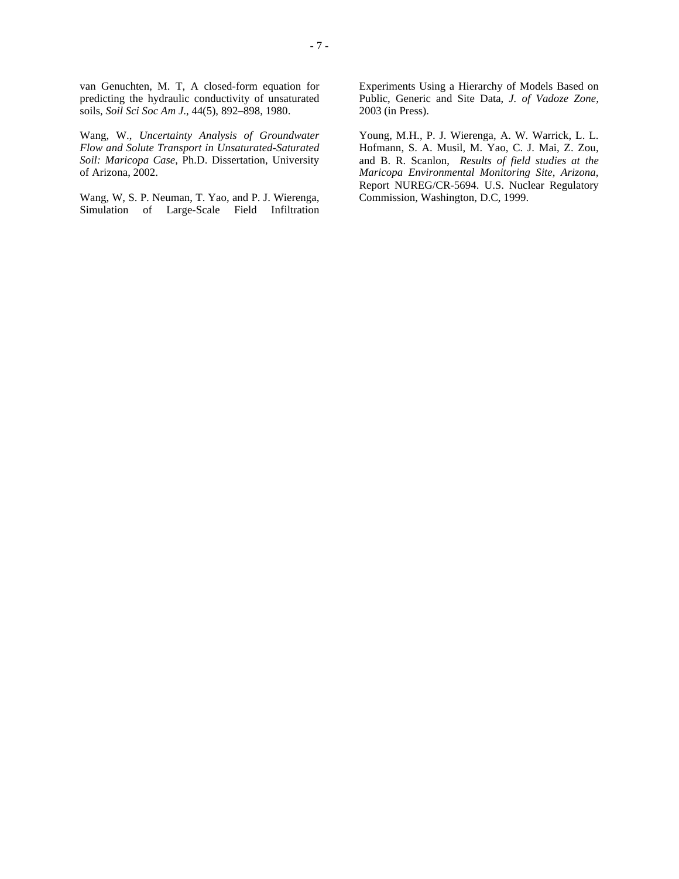van Genuchten, M. T, A closed-form equation for predicting the hydraulic conductivity of unsaturated soils, *Soil Sci Soc Am J*., 44(5), 892–898, 1980.

Wang, W., *Uncertainty Analysis of Groundwater Flow and Solute Transport in Unsaturated-Saturated Soil: Maricopa Case*, Ph.D. Dissertation, University of Arizona, 2002.

Wang, W, S. P. Neuman, T. Yao, and P. J. Wierenga, Simulation of Large-Scale Field Infiltration Experiments Using a Hierarchy of Models Based on Public, Generic and Site Data, *J. of Vadoze Zone,* 2003 (in Press).

Young, M.H., P. J. Wierenga, A. W. Warrick, L. L. Hofmann, S. A. Musil, M. Yao, C. J. Mai, Z. Zou, and B. R. Scanlon, *Results of field studies at the Maricopa Environmental Monitoring Site, Arizona,* Report NUREG/CR-5694. U.S. Nuclear Regulatory Commission, Washington, D.C, 1999.